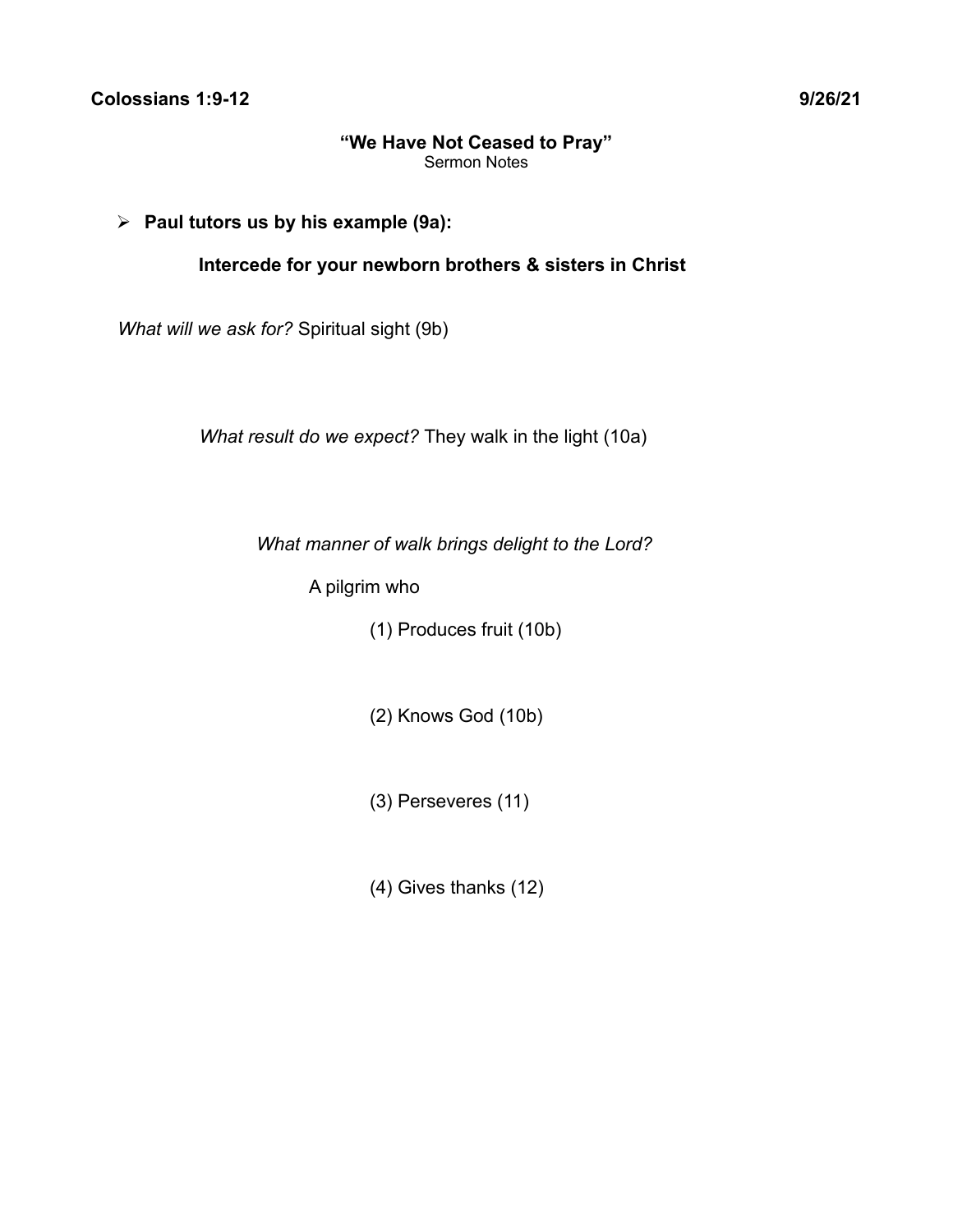**Colossians 1:9-12** **9/26/21**

## "We Have Not Ceased to Pray"

Sermon Notes

- **Paul tutors us by his example (9a):**

  **Intercede for your newborn brothers & sisters in Christ**

*What will we ask for?* Spiritual sight (9b)

*What result do we expect?* They walk in the light (10a)

*What manner of walk brings delight to the Lord?*

A pilgrim who

(1) Produces fruit (10b)

(2) Knows God (10b)

(3) Perseveres (11)

(4) Gives thanks (12)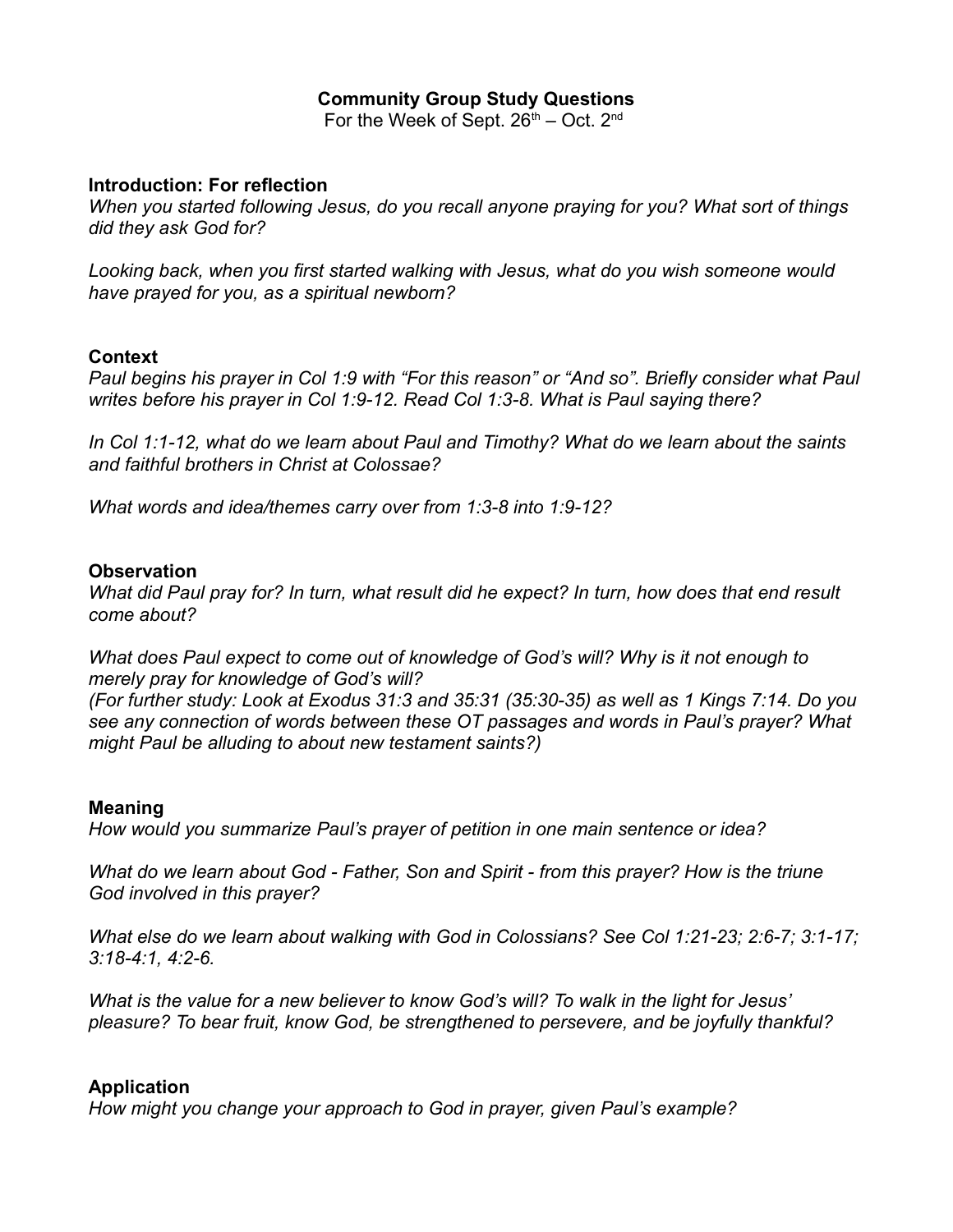**Community Group Study Questions**

For the Week of Sept. 26th – Oct. 2nd

**Introduction: For reflection**

*When you started following Jesus, do you recall anyone praying for you? What sort of things did they ask God for?*

*Looking back, when you first started walking with Jesus, what do you wish someone would have prayed for you, as a spiritual newborn?*

**Context**

*Paul begins his prayer in Col 1:9 with "For this reason" or "And so". Briefly consider what Paul writes before his prayer in Col 1:9-12. Read Col 1:3-8. What is Paul saying there?*

*In Col 1:1-12, what do we learn about Paul and Timothy? What do we learn about the saints and faithful brothers in Christ at Colossae?*

*What words and idea/themes carry over from 1:3-8 into 1:9-12?*

**Observation**

*What did Paul pray for? In turn, what result did he expect? In turn, how does that end result come about?*

*What does Paul expect to come out of knowledge of God's will? Why is it not enough to merely pray for knowledge of God's will?*
*(For further study: Look at Exodus 31:3 and 35:31 (35:30-35) as well as 1 Kings 7:14. Do you see any connection of words between these OT passages and words in Paul's prayer? What might Paul be alluding to about new testament saints?)*

**Meaning**

*How would you summarize Paul's prayer of petition in one main sentence or idea?*

*What do we learn about God - Father, Son and Spirit - from this prayer? How is the triune God involved in this prayer?*

*What else do we learn about walking with God in Colossians? See Col 1:21-23; 2:6-7; 3:1-17; 3:18-4:1, 4:2-6.*

*What is the value for a new believer to know God's will? To walk in the light for Jesus' pleasure? To bear fruit, know God, be strengthened to persevere, and be joyfully thankful?*

**Application**

*How might you change your approach to God in prayer, given Paul's example?*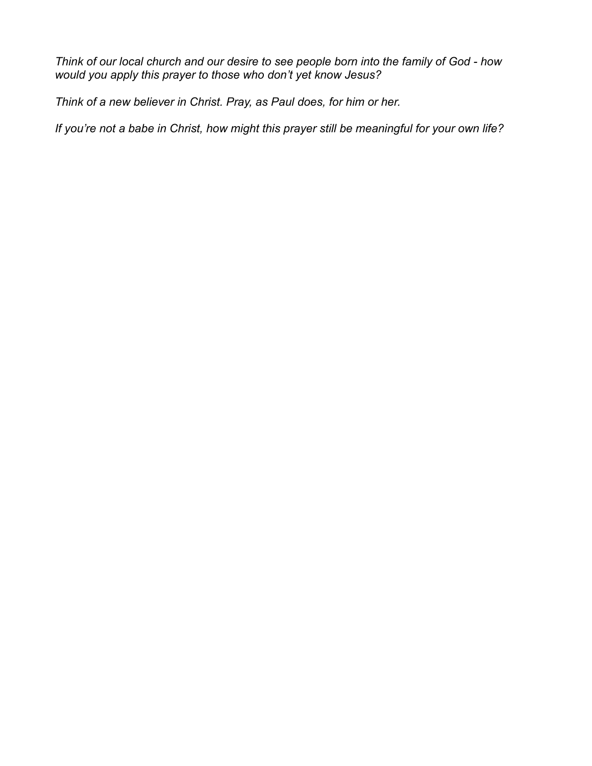*Think of our local church and our desire to see people born into the family of God - how would you apply this prayer to those who don't yet know Jesus?*

*Think of a new believer in Christ. Pray, as Paul does, for him or her.*

*If you're not a babe in Christ, how might this prayer still be meaningful for your own life?*